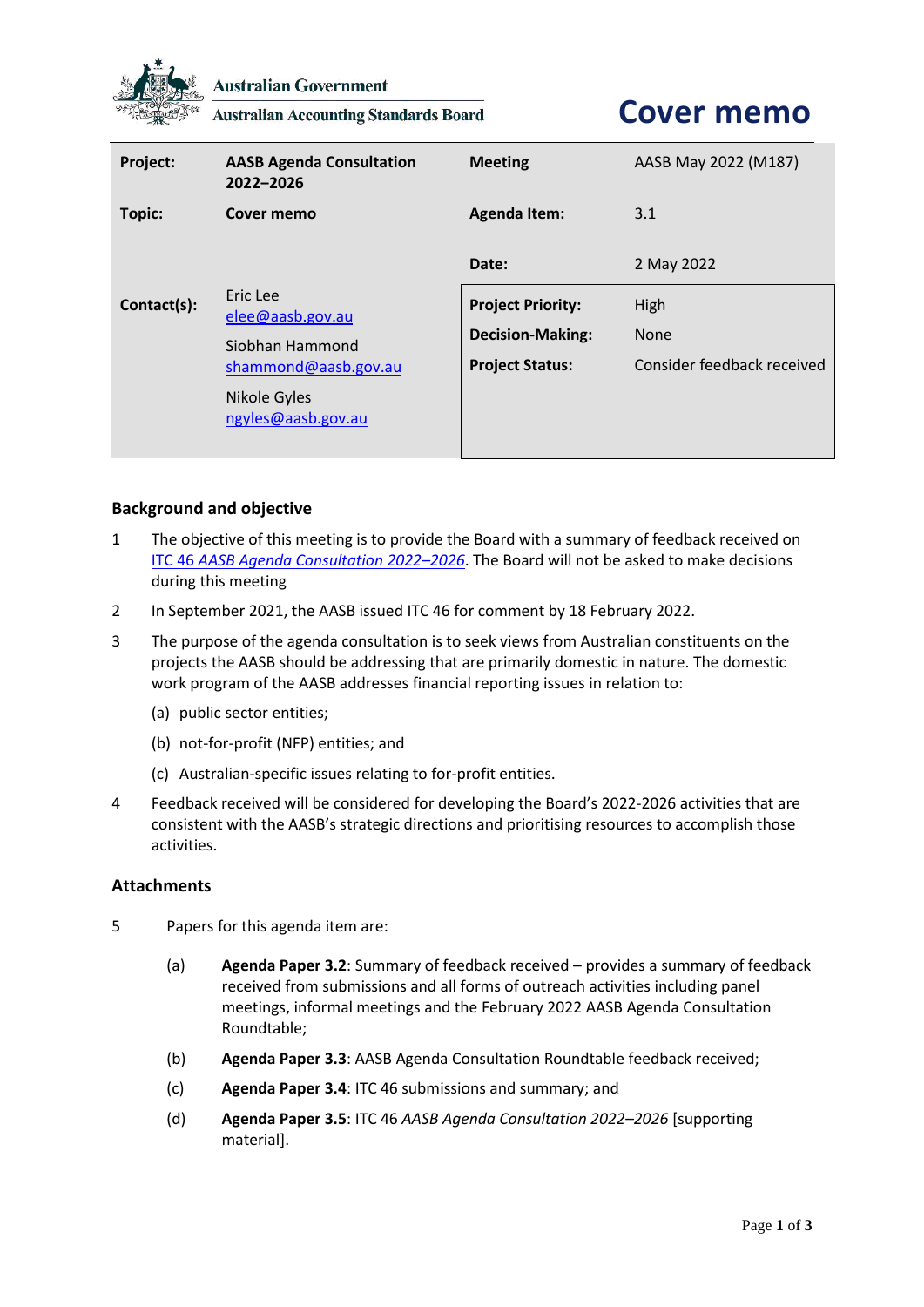Australian Government

Australian Accounting Standards Board

# Cover memo

| | | | |
|---|---|---|---|
| **Project:** | **AASB Agenda Consultation 2022–2026** | **Meeting** | AASB May 2022 (M187) |
| **Topic:** | **Cover memo** | **Agenda Item:** | 3.1 |
| | | **Date:** | 2 May 2022 |
| **Contact(s):** | Eric Lee elee@aasb.gov.au Siobhan Hammond shammond@aasb.gov.au Nikole Gyles ngyles@aasb.gov.au | **Project Priority:** | High |
| | | **Decision-Making:** | None |
| | | **Project Status:** | Consider feedback received |

## Background and objective

1 The objective of this meeting is to provide the Board with a summary of feedback received on ITC 46 *AASB Agenda Consultation 2022–2026*. The Board will not be asked to make decisions during this meeting

2 In September 2021, the AASB issued ITC 46 for comment by 18 February 2022.

3 The purpose of the agenda consultation is to seek views from Australian constituents on the projects the AASB should be addressing that are primarily domestic in nature. The domestic work program of the AASB addresses financial reporting issues in relation to:

(a) public sector entities;

(b) not-for-profit (NFP) entities; and

(c) Australian-specific issues relating to for-profit entities.

4 Feedback received will be considered for developing the Board's 2022-2026 activities that are consistent with the AASB's strategic directions and prioritising resources to accomplish those activities.

## Attachments

5 Papers for this agenda item are:

(a) **Agenda Paper 3.2**: Summary of feedback received – provides a summary of feedback received from submissions and all forms of outreach activities including panel meetings, informal meetings and the February 2022 AASB Agenda Consultation Roundtable;

(b) **Agenda Paper 3.3**: AASB Agenda Consultation Roundtable feedback received;

(c) **Agenda Paper 3.4**: ITC 46 submissions and summary; and

(d) **Agenda Paper 3.5**: ITC 46 *AASB Agenda Consultation 2022–2026* [supporting material].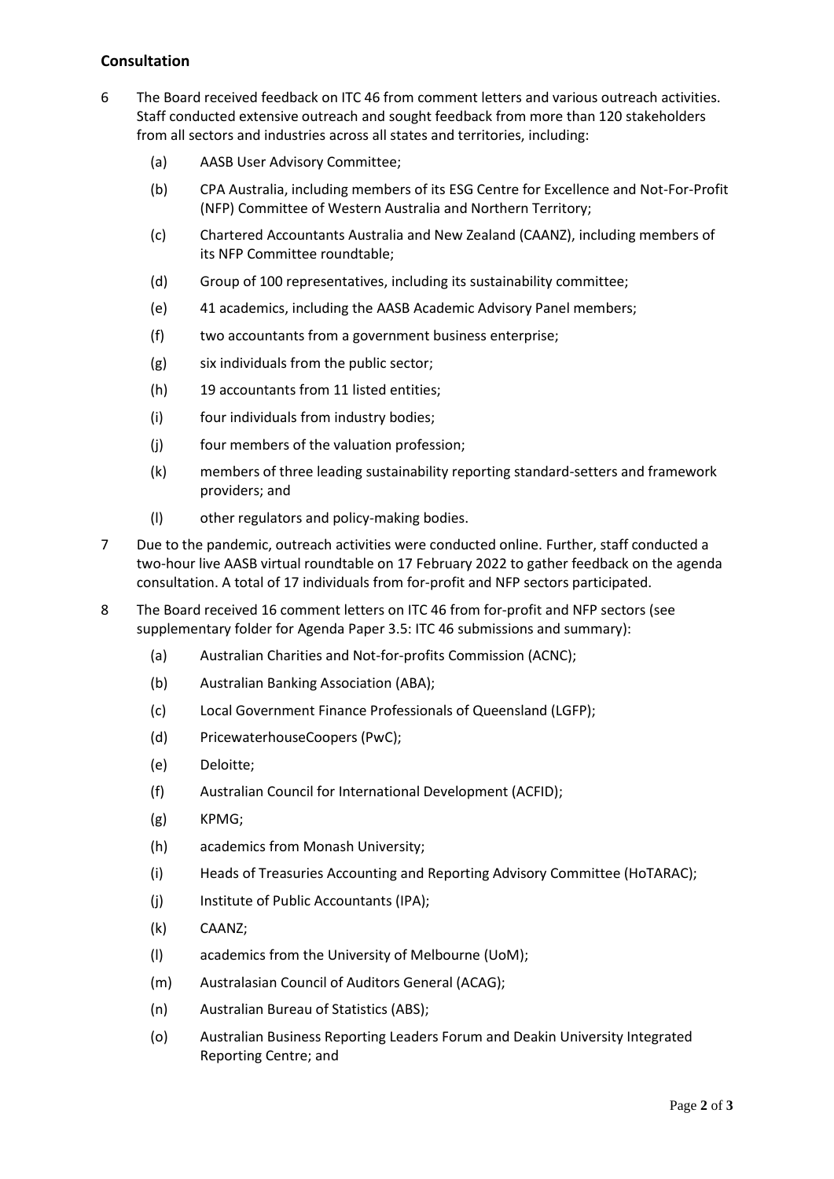## Consultation

6 The Board received feedback on ITC 46 from comment letters and various outreach activities. Staff conducted extensive outreach and sought feedback from more than 120 stakeholders from all sectors and industries across all states and territories, including:

   (a) AASB User Advisory Committee;

   (b) CPA Australia, including members of its ESG Centre for Excellence and Not-For-Profit (NFP) Committee of Western Australia and Northern Territory;

   (c) Chartered Accountants Australia and New Zealand (CAANZ), including members of its NFP Committee roundtable;

   (d) Group of 100 representatives, including its sustainability committee;

   (e) 41 academics, including the AASB Academic Advisory Panel members;

   (f) two accountants from a government business enterprise;

   (g) six individuals from the public sector;

   (h) 19 accountants from 11 listed entities;

   (i) four individuals from industry bodies;

   (j) four members of the valuation profession;

   (k) members of three leading sustainability reporting standard-setters and framework providers; and

   (l) other regulators and policy-making bodies.

7 Due to the pandemic, outreach activities were conducted online. Further, staff conducted a two-hour live AASB virtual roundtable on 17 February 2022 to gather feedback on the agenda consultation. A total of 17 individuals from for-profit and NFP sectors participated.

8 The Board received 16 comment letters on ITC 46 from for-profit and NFP sectors (see supplementary folder for Agenda Paper 3.5: ITC 46 submissions and summary):

   (a) Australian Charities and Not-for-profits Commission (ACNC);

   (b) Australian Banking Association (ABA);

   (c) Local Government Finance Professionals of Queensland (LGFP);

   (d) PricewaterhouseCoopers (PwC);

   (e) Deloitte;

   (f) Australian Council for International Development (ACFID);

   (g) KPMG;

   (h) academics from Monash University;

   (i) Heads of Treasuries Accounting and Reporting Advisory Committee (HoTARAC);

   (j) Institute of Public Accountants (IPA);

   (k) CAANZ;

   (l) academics from the University of Melbourne (UoM);

   (m) Australasian Council of Auditors General (ACAG);

   (n) Australian Bureau of Statistics (ABS);

   (o) Australian Business Reporting Leaders Forum and Deakin University Integrated Reporting Centre; and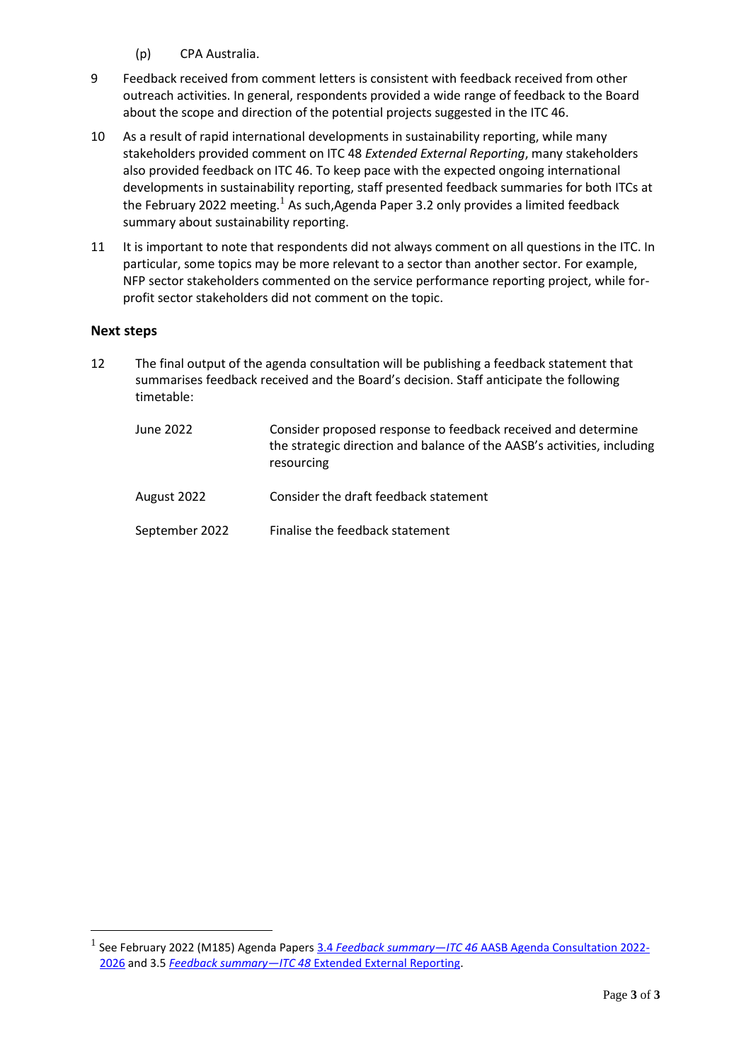(p) CPA Australia.

9 Feedback received from comment letters is consistent with feedback received from other outreach activities. In general, respondents provided a wide range of feedback to the Board about the scope and direction of the potential projects suggested in the ITC 46.

10 As a result of rapid international developments in sustainability reporting, while many stakeholders provided comment on ITC 48 *Extended External Reporting*, many stakeholders also provided feedback on ITC 46. To keep pace with the expected ongoing international developments in sustainability reporting, staff presented feedback summaries for both ITCs at the February 2022 meeting.[1] As such,Agenda Paper 3.2 only provides a limited feedback summary about sustainability reporting.

11 It is important to note that respondents did not always comment on all questions in the ITC. In particular, some topics may be more relevant to a sector than another sector. For example, NFP sector stakeholders commented on the service performance reporting project, while for-profit sector stakeholders did not comment on the topic.

## Next steps

12 The final output of the agenda consultation will be publishing a feedback statement that summarises feedback received and the Board's decision. Staff anticipate the following timetable:

| | |
|---|---|
| June 2022 | Consider proposed response to feedback received and determine the strategic direction and balance of the AASB's activities, including resourcing |
| August 2022 | Consider the draft feedback statement |
| September 2022 | Finalise the feedback statement |

[1] See February 2022 (M185) Agenda Papers 3.4 *Feedback summary—ITC 46* AASB Agenda Consultation 2022-2026 and 3.5 *Feedback summary—ITC 48* Extended External Reporting.